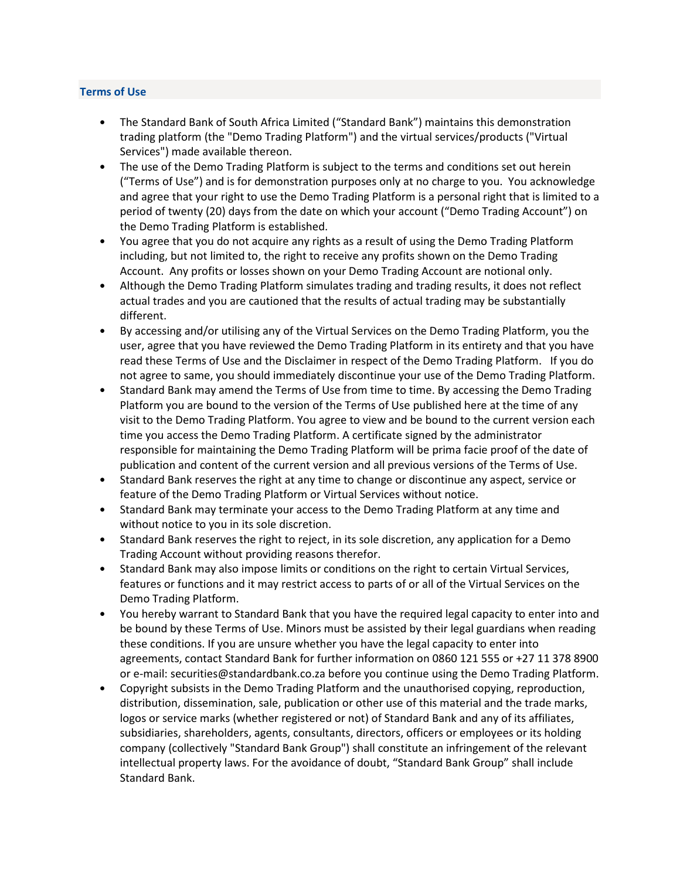## Terms of Use

- The Standard Bank of South Africa Limited ("Standard Bank") maintains this demonstration trading platform (the "Demo Trading Platform") and the virtual services/products ("Virtual Services") made available thereon.
- The use of the Demo Trading Platform is subject to the terms and conditions set out herein ("Terms of Use") and is for demonstration purposes only at no charge to you. You acknowledge and agree that your right to use the Demo Trading Platform is a personal right that is limited to a period of twenty (20) days from the date on which your account ("Demo Trading Account") on the Demo Trading Platform is established.
- You agree that you do not acquire any rights as a result of using the Demo Trading Platform including, but not limited to, the right to receive any profits shown on the Demo Trading Account. Any profits or losses shown on your Demo Trading Account are notional only.
- Although the Demo Trading Platform simulates trading and trading results, it does not reflect actual trades and you are cautioned that the results of actual trading may be substantially different.
- By accessing and/or utilising any of the Virtual Services on the Demo Trading Platform, you the user, agree that you have reviewed the Demo Trading Platform in its entirety and that you have read these Terms of Use and the Disclaimer in respect of the Demo Trading Platform. If you do not agree to same, you should immediately discontinue your use of the Demo Trading Platform.
- Standard Bank may amend the Terms of Use from time to time. By accessing the Demo Trading Platform you are bound to the version of the Terms of Use published here at the time of any visit to the Demo Trading Platform. You agree to view and be bound to the current version each time you access the Demo Trading Platform. A certificate signed by the administrator responsible for maintaining the Demo Trading Platform will be prima facie proof of the date of publication and content of the current version and all previous versions of the Terms of Use.
- Standard Bank reserves the right at any time to change or discontinue any aspect, service or feature of the Demo Trading Platform or Virtual Services without notice.
- Standard Bank may terminate your access to the Demo Trading Platform at any time and without notice to you in its sole discretion.
- Standard Bank reserves the right to reject, in its sole discretion, any application for a Demo Trading Account without providing reasons therefor.
- Standard Bank may also impose limits or conditions on the right to certain Virtual Services, features or functions and it may restrict access to parts of or all of the Virtual Services on the Demo Trading Platform.
- You hereby warrant to Standard Bank that you have the required legal capacity to enter into and be bound by these Terms of Use. Minors must be assisted by their legal guardians when reading these conditions. If you are unsure whether you have the legal capacity to enter into agreements, contact Standard Bank for further information on 0860 121 555 or +27 11 378 8900 or e-mail: securities@standardbank.co.za before you continue using the Demo Trading Platform.
- Copyright subsists in the Demo Trading Platform and the unauthorised copying, reproduction, distribution, dissemination, sale, publication or other use of this material and the trade marks, logos or service marks (whether registered or not) of Standard Bank and any of its affiliates, subsidiaries, shareholders, agents, consultants, directors, officers or employees or its holding company (collectively "Standard Bank Group") shall constitute an infringement of the relevant intellectual property laws. For the avoidance of doubt, "Standard Bank Group" shall include Standard Bank.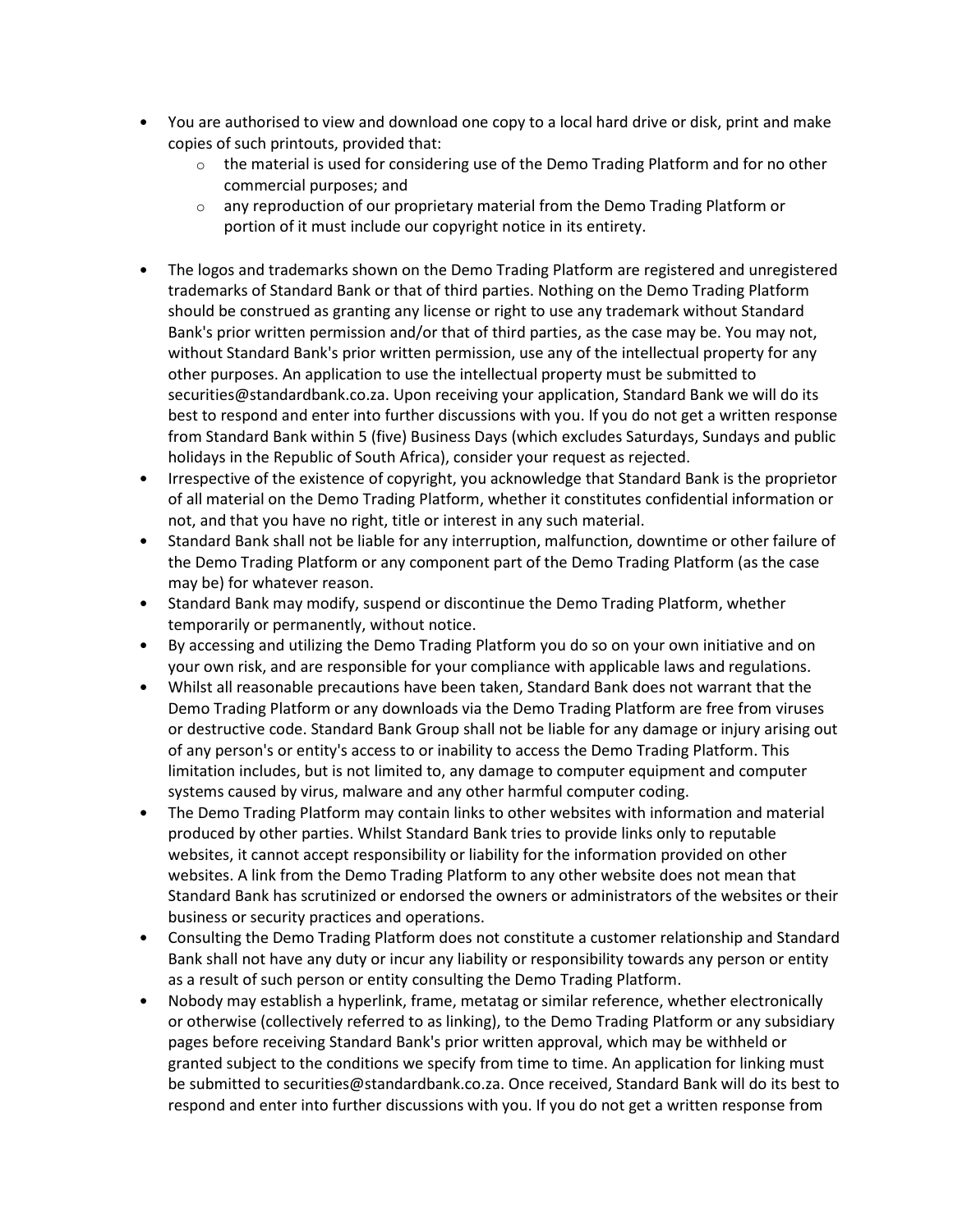- You are authorised to view and download one copy to a local hard drive or disk, print and make copies of such printouts, provided that:
    - the material is used for considering use of the Demo Trading Platform and for no other commercial purposes; and
    - any reproduction of our proprietary material from the Demo Trading Platform or portion of it must include our copyright notice in its entirety.

- The logos and trademarks shown on the Demo Trading Platform are registered and unregistered trademarks of Standard Bank or that of third parties. Nothing on the Demo Trading Platform should be construed as granting any license or right to use any trademark without Standard Bank's prior written permission and/or that of third parties, as the case may be. You may not, without Standard Bank's prior written permission, use any of the intellectual property for any other purposes. An application to use the intellectual property must be submitted to securities@standardbank.co.za. Upon receiving your application, Standard Bank we will do its best to respond and enter into further discussions with you. If you do not get a written response from Standard Bank within 5 (five) Business Days (which excludes Saturdays, Sundays and public holidays in the Republic of South Africa), consider your request as rejected.
- Irrespective of the existence of copyright, you acknowledge that Standard Bank is the proprietor of all material on the Demo Trading Platform, whether it constitutes confidential information or not, and that you have no right, title or interest in any such material.
- Standard Bank shall not be liable for any interruption, malfunction, downtime or other failure of the Demo Trading Platform or any component part of the Demo Trading Platform (as the case may be) for whatever reason.
- Standard Bank may modify, suspend or discontinue the Demo Trading Platform, whether temporarily or permanently, without notice.
- By accessing and utilizing the Demo Trading Platform you do so on your own initiative and on your own risk, and are responsible for your compliance with applicable laws and regulations.
- Whilst all reasonable precautions have been taken, Standard Bank does not warrant that the Demo Trading Platform or any downloads via the Demo Trading Platform are free from viruses or destructive code. Standard Bank Group shall not be liable for any damage or injury arising out of any person's or entity's access to or inability to access the Demo Trading Platform. This limitation includes, but is not limited to, any damage to computer equipment and computer systems caused by virus, malware and any other harmful computer coding.
- The Demo Trading Platform may contain links to other websites with information and material produced by other parties. Whilst Standard Bank tries to provide links only to reputable websites, it cannot accept responsibility or liability for the information provided on other websites. A link from the Demo Trading Platform to any other website does not mean that Standard Bank has scrutinized or endorsed the owners or administrators of the websites or their business or security practices and operations.
- Consulting the Demo Trading Platform does not constitute a customer relationship and Standard Bank shall not have any duty or incur any liability or responsibility towards any person or entity as a result of such person or entity consulting the Demo Trading Platform.
- Nobody may establish a hyperlink, frame, metatag or similar reference, whether electronically or otherwise (collectively referred to as linking), to the Demo Trading Platform or any subsidiary pages before receiving Standard Bank's prior written approval, which may be withheld or granted subject to the conditions we specify from time to time. An application for linking must be submitted to securities@standardbank.co.za. Once received, Standard Bank will do its best to respond and enter into further discussions with you. If you do not get a written response from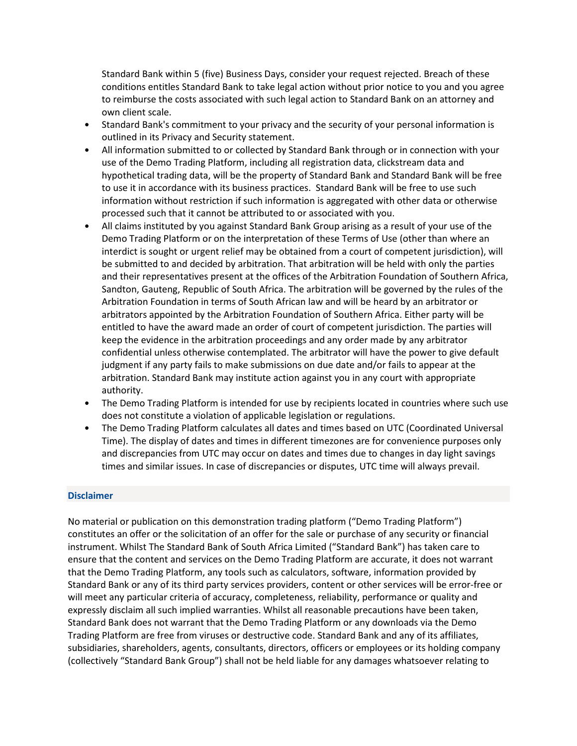Standard Bank within 5 (five) Business Days, consider your request rejected. Breach of these conditions entitles Standard Bank to take legal action without prior notice to you and you agree to reimburse the costs associated with such legal action to Standard Bank on an attorney and own client scale.

- Standard Bank's commitment to your privacy and the security of your personal information is outlined in its Privacy and Security statement.
- All information submitted to or collected by Standard Bank through or in connection with your use of the Demo Trading Platform, including all registration data, clickstream data and hypothetical trading data, will be the property of Standard Bank and Standard Bank will be free to use it in accordance with its business practices. Standard Bank will be free to use such information without restriction if such information is aggregated with other data or otherwise processed such that it cannot be attributed to or associated with you.
- All claims instituted by you against Standard Bank Group arising as a result of your use of the Demo Trading Platform or on the interpretation of these Terms of Use (other than where an interdict is sought or urgent relief may be obtained from a court of competent jurisdiction), will be submitted to and decided by arbitration. That arbitration will be held with only the parties and their representatives present at the offices of the Arbitration Foundation of Southern Africa, Sandton, Gauteng, Republic of South Africa. The arbitration will be governed by the rules of the Arbitration Foundation in terms of South African law and will be heard by an arbitrator or arbitrators appointed by the Arbitration Foundation of Southern Africa. Either party will be entitled to have the award made an order of court of competent jurisdiction. The parties will keep the evidence in the arbitration proceedings and any order made by any arbitrator confidential unless otherwise contemplated. The arbitrator will have the power to give default judgment if any party fails to make submissions on due date and/or fails to appear at the arbitration. Standard Bank may institute action against you in any court with appropriate authority.
- The Demo Trading Platform is intended for use by recipients located in countries where such use does not constitute a violation of applicable legislation or regulations.
- The Demo Trading Platform calculates all dates and times based on UTC (Coordinated Universal Time). The display of dates and times in different timezones are for convenience purposes only and discrepancies from UTC may occur on dates and times due to changes in day light savings times and similar issues. In case of discrepancies or disputes, UTC time will always prevail.

## Disclaimer

No material or publication on this demonstration trading platform ("Demo Trading Platform") constitutes an offer or the solicitation of an offer for the sale or purchase of any security or financial instrument. Whilst The Standard Bank of South Africa Limited ("Standard Bank") has taken care to ensure that the content and services on the Demo Trading Platform are accurate, it does not warrant that the Demo Trading Platform, any tools such as calculators, software, information provided by Standard Bank or any of its third party services providers, content or other services will be error-free or will meet any particular criteria of accuracy, completeness, reliability, performance or quality and expressly disclaim all such implied warranties. Whilst all reasonable precautions have been taken, Standard Bank does not warrant that the Demo Trading Platform or any downloads via the Demo Trading Platform are free from viruses or destructive code. Standard Bank and any of its affiliates, subsidiaries, shareholders, agents, consultants, directors, officers or employees or its holding company (collectively "Standard Bank Group") shall not be held liable for any damages whatsoever relating to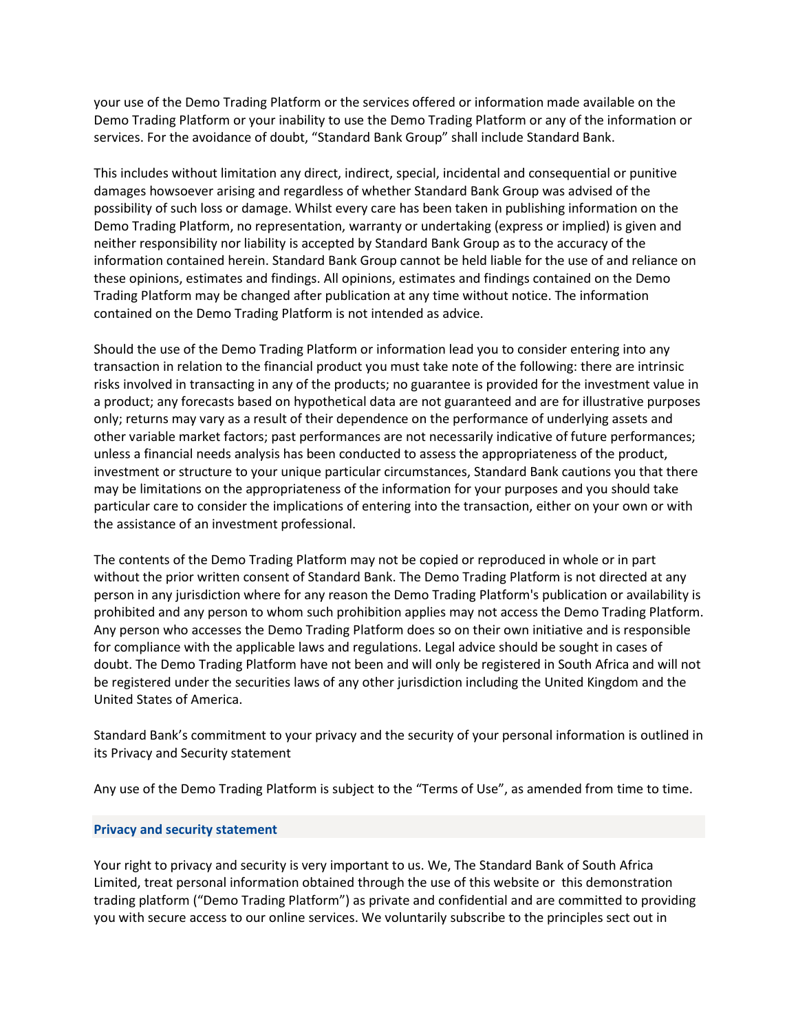your use of the Demo Trading Platform or the services offered or information made available on the Demo Trading Platform or your inability to use the Demo Trading Platform or any of the information or services. For the avoidance of doubt, "Standard Bank Group" shall include Standard Bank.

This includes without limitation any direct, indirect, special, incidental and consequential or punitive damages howsoever arising and regardless of whether Standard Bank Group was advised of the possibility of such loss or damage. Whilst every care has been taken in publishing information on the Demo Trading Platform, no representation, warranty or undertaking (express or implied) is given and neither responsibility nor liability is accepted by Standard Bank Group as to the accuracy of the information contained herein. Standard Bank Group cannot be held liable for the use of and reliance on these opinions, estimates and findings. All opinions, estimates and findings contained on the Demo Trading Platform may be changed after publication at any time without notice. The information contained on the Demo Trading Platform is not intended as advice.

Should the use of the Demo Trading Platform or information lead you to consider entering into any transaction in relation to the financial product you must take note of the following: there are intrinsic risks involved in transacting in any of the products; no guarantee is provided for the investment value in a product; any forecasts based on hypothetical data are not guaranteed and are for illustrative purposes only; returns may vary as a result of their dependence on the performance of underlying assets and other variable market factors; past performances are not necessarily indicative of future performances; unless a financial needs analysis has been conducted to assess the appropriateness of the product, investment or structure to your unique particular circumstances, Standard Bank cautions you that there may be limitations on the appropriateness of the information for your purposes and you should take particular care to consider the implications of entering into the transaction, either on your own or with the assistance of an investment professional.

The contents of the Demo Trading Platform may not be copied or reproduced in whole or in part without the prior written consent of Standard Bank. The Demo Trading Platform is not directed at any person in any jurisdiction where for any reason the Demo Trading Platform's publication or availability is prohibited and any person to whom such prohibition applies may not access the Demo Trading Platform. Any person who accesses the Demo Trading Platform does so on their own initiative and is responsible for compliance with the applicable laws and regulations. Legal advice should be sought in cases of doubt. The Demo Trading Platform have not been and will only be registered in South Africa and will not be registered under the securities laws of any other jurisdiction including the United Kingdom and the United States of America.

Standard Bank's commitment to your privacy and the security of your personal information is outlined in its Privacy and Security statement

Any use of the Demo Trading Platform is subject to the "Terms of Use", as amended from time to time.

## Privacy and security statement

Your right to privacy and security is very important to us. We, The Standard Bank of South Africa Limited, treat personal information obtained through the use of this website or this demonstration trading platform ("Demo Trading Platform") as private and confidential and are committed to providing you with secure access to our online services. We voluntarily subscribe to the principles sect out in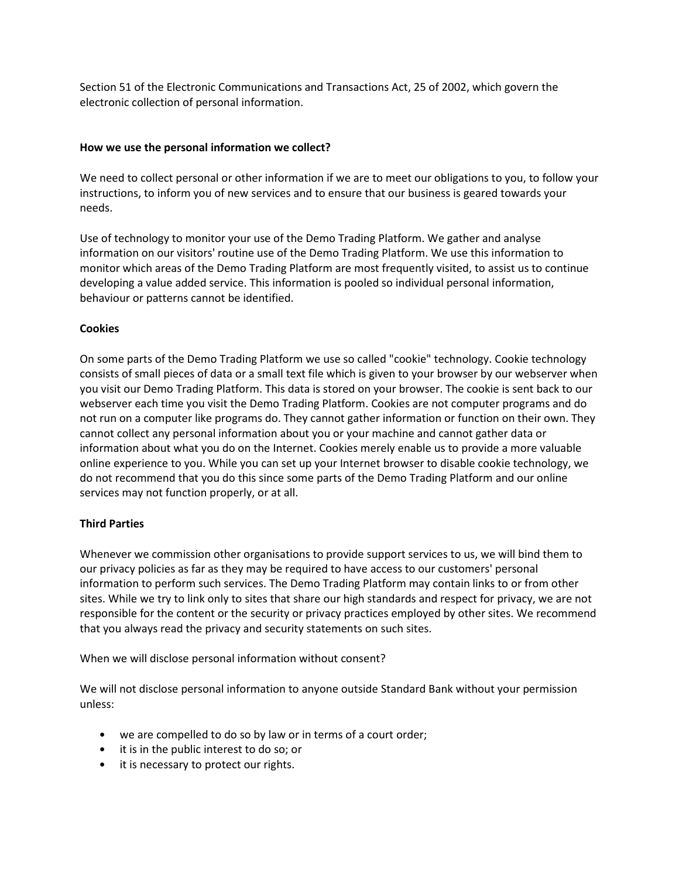Section 51 of the Electronic Communications and Transactions Act, 25 of 2002, which govern the electronic collection of personal information.

**How we use the personal information we collect?**

We need to collect personal or other information if we are to meet our obligations to you, to follow your instructions, to inform you of new services and to ensure that our business is geared towards your needs.

Use of technology to monitor your use of the Demo Trading Platform. We gather and analyse information on our visitors' routine use of the Demo Trading Platform. We use this information to monitor which areas of the Demo Trading Platform are most frequently visited, to assist us to continue developing a value added service. This information is pooled so individual personal information, behaviour or patterns cannot be identified.

**Cookies**

On some parts of the Demo Trading Platform we use so called "cookie" technology. Cookie technology consists of small pieces of data or a small text file which is given to your browser by our webserver when you visit our Demo Trading Platform. This data is stored on your browser. The cookie is sent back to our webserver each time you visit the Demo Trading Platform. Cookies are not computer programs and do not run on a computer like programs do. They cannot gather information or function on their own. They cannot collect any personal information about you or your machine and cannot gather data or information about what you do on the Internet. Cookies merely enable us to provide a more valuable online experience to you. While you can set up your Internet browser to disable cookie technology, we do not recommend that you do this since some parts of the Demo Trading Platform and our online services may not function properly, or at all.

**Third Parties**

Whenever we commission other organisations to provide support services to us, we will bind them to our privacy policies as far as they may be required to have access to our customers' personal information to perform such services. The Demo Trading Platform may contain links to or from other sites. While we try to link only to sites that share our high standards and respect for privacy, we are not responsible for the content or the security or privacy practices employed by other sites. We recommend that you always read the privacy and security statements on such sites.

When we will disclose personal information without consent?

We will not disclose personal information to anyone outside Standard Bank without your permission unless:

- we are compelled to do so by law or in terms of a court order;
- it is in the public interest to do so; or
- it is necessary to protect our rights.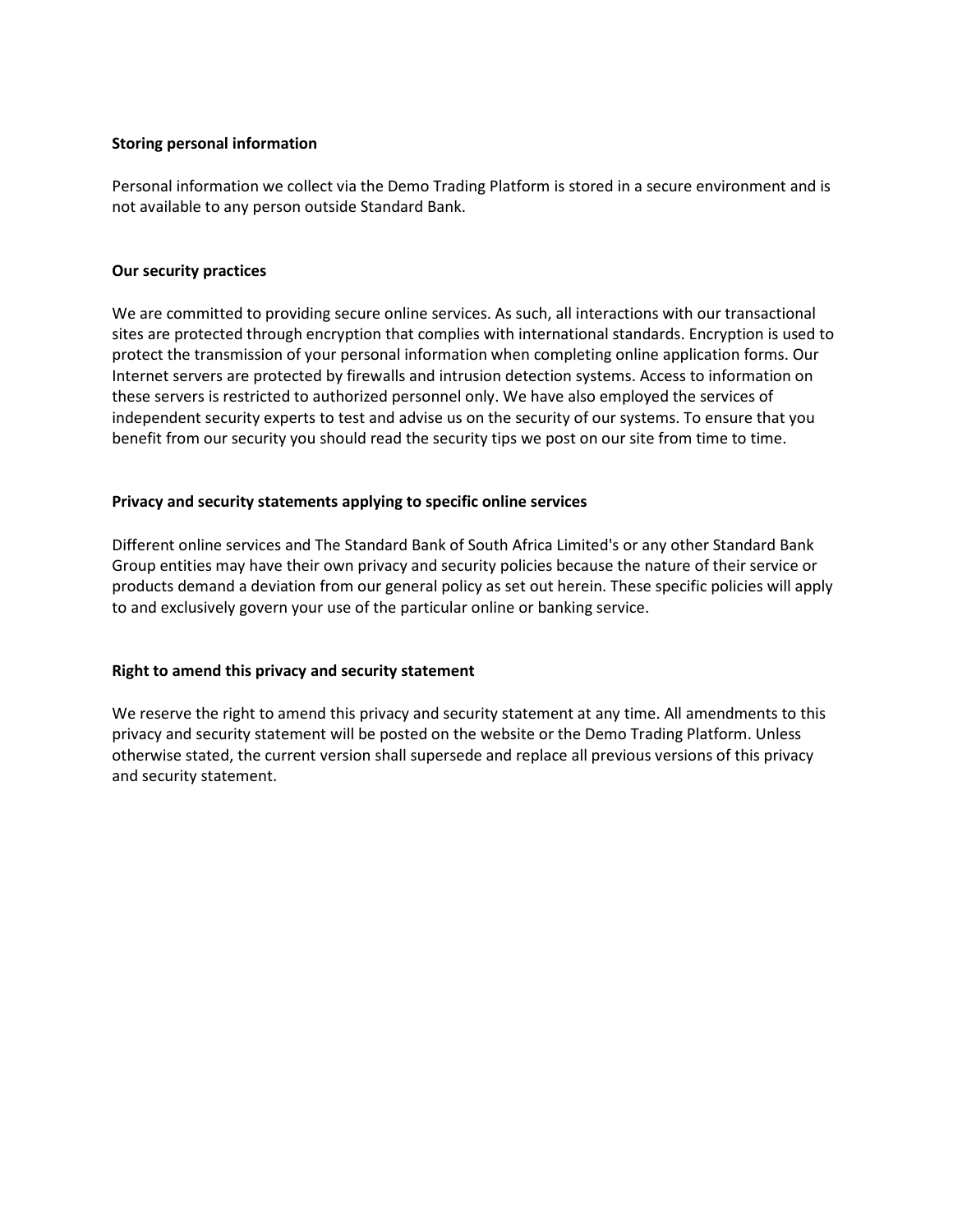**Storing personal information**

Personal information we collect via the Demo Trading Platform is stored in a secure environment and is not available to any person outside Standard Bank.

**Our security practices**

We are committed to providing secure online services. As such, all interactions with our transactional sites are protected through encryption that complies with international standards. Encryption is used to protect the transmission of your personal information when completing online application forms. Our Internet servers are protected by firewalls and intrusion detection systems. Access to information on these servers is restricted to authorized personnel only. We have also employed the services of independent security experts to test and advise us on the security of our systems. To ensure that you benefit from our security you should read the security tips we post on our site from time to time.

**Privacy and security statements applying to specific online services**

Different online services and The Standard Bank of South Africa Limited's or any other Standard Bank Group entities may have their own privacy and security policies because the nature of their service or products demand a deviation from our general policy as set out herein. These specific policies will apply to and exclusively govern your use of the particular online or banking service.

**Right to amend this privacy and security statement**

We reserve the right to amend this privacy and security statement at any time. All amendments to this privacy and security statement will be posted on the website or the Demo Trading Platform. Unless otherwise stated, the current version shall supersede and replace all previous versions of this privacy and security statement.